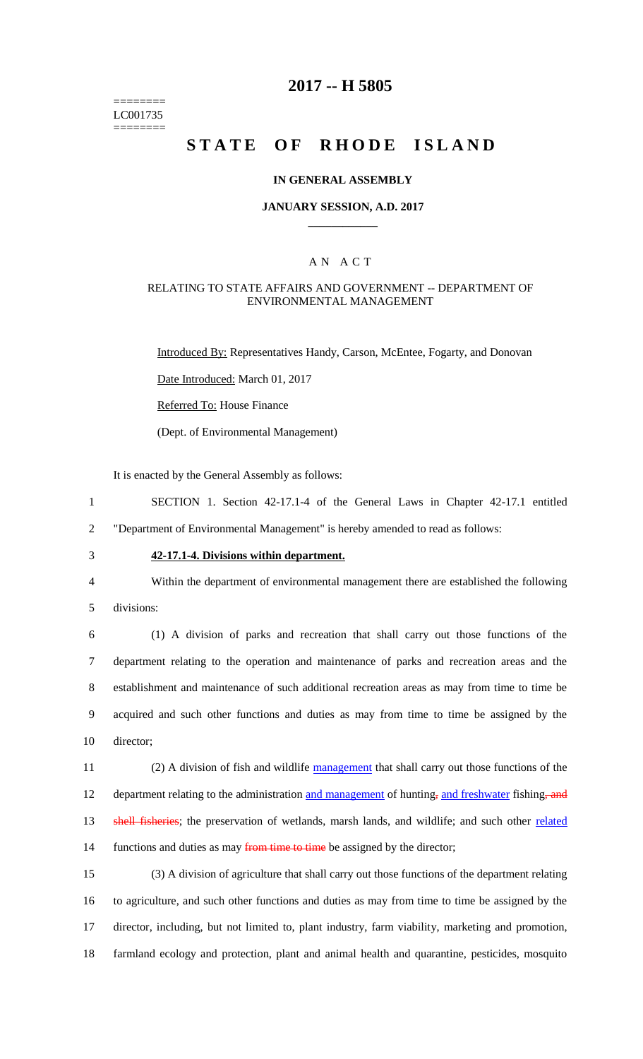========
LC001735
========

# 2017 -- H 5805

# STATE OF RHODE ISLAND

**IN GENERAL ASSEMBLY**

**JANUARY SESSION, A.D. 2017**

## A N A C T

RELATING TO STATE AFFAIRS AND GOVERNMENT -- DEPARTMENT OF ENVIRONMENTAL MANAGEMENT

Introduced By: Representatives Handy, Carson, McEntee, Fogarty, and Donovan

Date Introduced: March 01, 2017

Referred To: House Finance

(Dept. of Environmental Management)

It is enacted by the General Assembly as follows:

1 SECTION 1. Section 42-17.1-4 of the General Laws in Chapter 42-17.1 entitled
2 "Department of Environmental Management" is hereby amended to read as follows:

3 **42-17.1-4. Divisions within department.**

4 Within the department of environmental management there are established the following
5 divisions:

6 (1) A division of parks and recreation that shall carry out those functions of the
7 department relating to the operation and maintenance of parks and recreation areas and the
8 establishment and maintenance of such additional recreation areas as may from time to time be
9 acquired and such other functions and duties as may from time to time be assigned by the
10 director;

11 (2) A division of fish and wildlife management that shall carry out those functions of the
12 department relating to the administration and management of hunting, and freshwater fishing, and
13 shell fisheries; the preservation of wetlands, marsh lands, and wildlife; and such other related
14 functions and duties as may from time to time be assigned by the director;

15 (3) A division of agriculture that shall carry out those functions of the department relating
16 to agriculture, and such other functions and duties as may from time to time be assigned by the
17 director, including, but not limited to, plant industry, farm viability, marketing and promotion,
18 farmland ecology and protection, plant and animal health and quarantine, pesticides, mosquito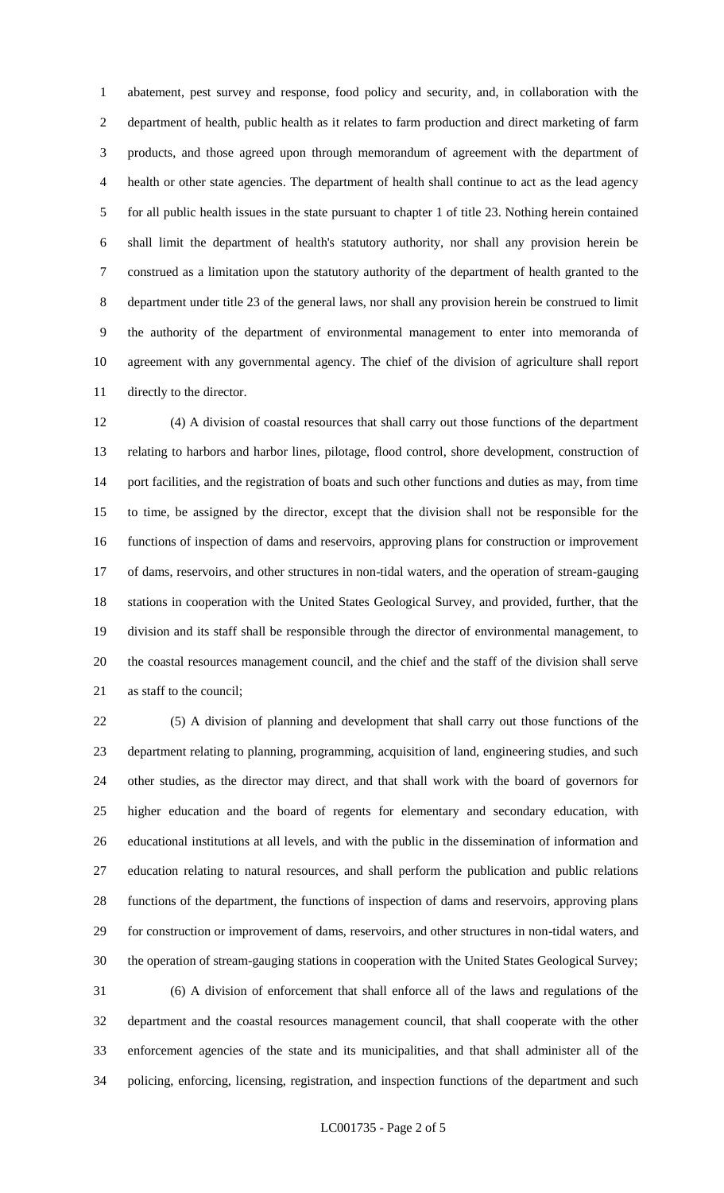abatement, pest survey and response, food policy and security, and, in collaboration with the department of health, public health as it relates to farm production and direct marketing of farm products, and those agreed upon through memorandum of agreement with the department of health or other state agencies. The department of health shall continue to act as the lead agency for all public health issues in the state pursuant to chapter 1 of title 23. Nothing herein contained shall limit the department of health's statutory authority, nor shall any provision herein be construed as a limitation upon the statutory authority of the department of health granted to the department under title 23 of the general laws, nor shall any provision herein be construed to limit the authority of the department of environmental management to enter into memoranda of agreement with any governmental agency. The chief of the division of agriculture shall report directly to the director.

(4) A division of coastal resources that shall carry out those functions of the department relating to harbors and harbor lines, pilotage, flood control, shore development, construction of port facilities, and the registration of boats and such other functions and duties as may, from time to time, be assigned by the director, except that the division shall not be responsible for the functions of inspection of dams and reservoirs, approving plans for construction or improvement of dams, reservoirs, and other structures in non-tidal waters, and the operation of stream-gauging stations in cooperation with the United States Geological Survey, and provided, further, that the division and its staff shall be responsible through the director of environmental management, to the coastal resources management council, and the chief and the staff of the division shall serve as staff to the council;

(5) A division of planning and development that shall carry out those functions of the department relating to planning, programming, acquisition of land, engineering studies, and such other studies, as the director may direct, and that shall work with the board of governors for higher education and the board of regents for elementary and secondary education, with educational institutions at all levels, and with the public in the dissemination of information and education relating to natural resources, and shall perform the publication and public relations functions of the department, the functions of inspection of dams and reservoirs, approving plans for construction or improvement of dams, reservoirs, and other structures in non-tidal waters, and the operation of stream-gauging stations in cooperation with the United States Geological Survey;

(6) A division of enforcement that shall enforce all of the laws and regulations of the department and the coastal resources management council, that shall cooperate with the other enforcement agencies of the state and its municipalities, and that shall administer all of the policing, enforcing, licensing, registration, and inspection functions of the department and such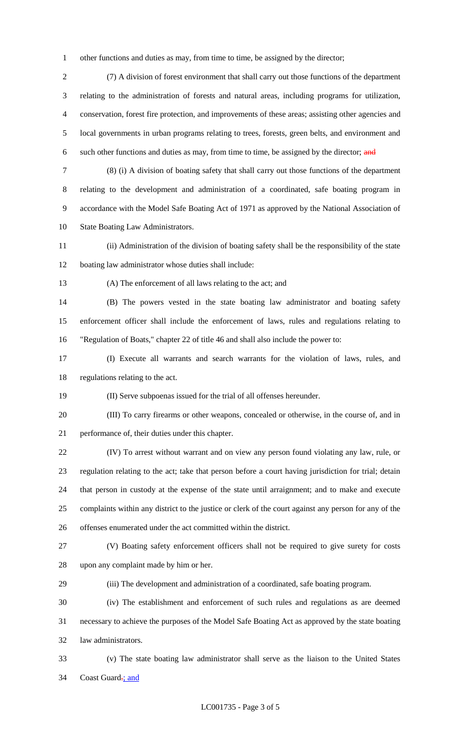other functions and duties as may, from time to time, be assigned by the director;

(7) A division of forest environment that shall carry out those functions of the department relating to the administration of forests and natural areas, including programs for utilization, conservation, forest fire protection, and improvements of these areas; assisting other agencies and local governments in urban programs relating to trees, forests, green belts, and environment and such other functions and duties as may, from time to time, be assigned by the director; ~~and~~

(8) (i) A division of boating safety that shall carry out those functions of the department relating to the development and administration of a coordinated, safe boating program in accordance with the Model Safe Boating Act of 1971 as approved by the National Association of State Boating Law Administrators.

(ii) Administration of the division of boating safety shall be the responsibility of the state boating law administrator whose duties shall include:

(A) The enforcement of all laws relating to the act; and

(B) The powers vested in the state boating law administrator and boating safety enforcement officer shall include the enforcement of laws, rules and regulations relating to "Regulation of Boats," chapter 22 of title 46 and shall also include the power to:

(I) Execute all warrants and search warrants for the violation of laws, rules, and regulations relating to the act.

(II) Serve subpoenas issued for the trial of all offenses hereunder.

(III) To carry firearms or other weapons, concealed or otherwise, in the course of, and in performance of, their duties under this chapter.

(IV) To arrest without warrant and on view any person found violating any law, rule, or regulation relating to the act; take that person before a court having jurisdiction for trial; detain that person in custody at the expense of the state until arraignment; and to make and execute complaints within any district to the justice or clerk of the court against any person for any of the offenses enumerated under the act committed within the district.

(V) Boating safety enforcement officers shall not be required to give surety for costs upon any complaint made by him or her.

(iii) The development and administration of a coordinated, safe boating program.

(iv) The establishment and enforcement of such rules and regulations as are deemed necessary to achieve the purposes of the Model Safe Boating Act as approved by the state boating law administrators.

(v) The state boating law administrator shall serve as the liaison to the United States Coast Guard~~.~~; and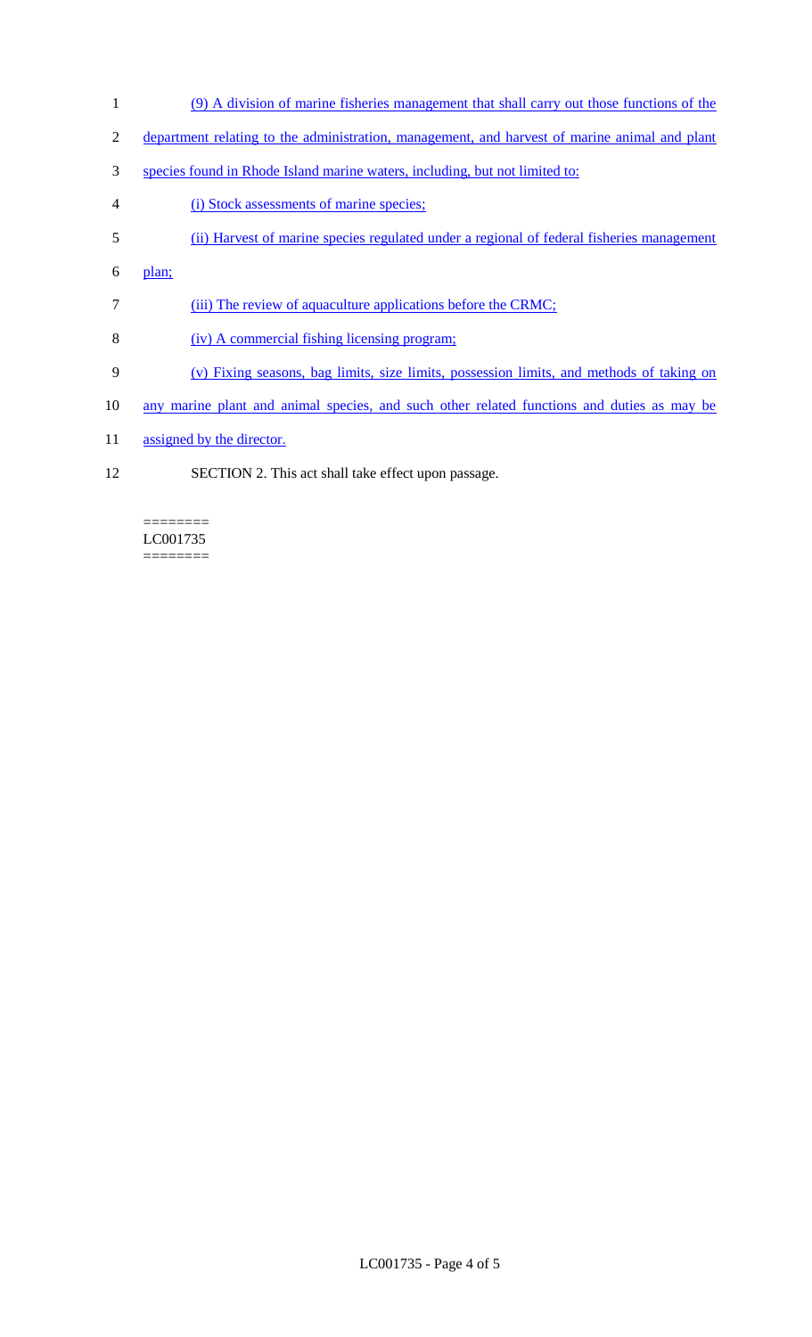(9) A division of marine fisheries management that shall carry out those functions of the department relating to the administration, management, and harvest of marine animal and plant species found in Rhode Island marine waters, including, but not limited to:

(i) Stock assessments of marine species;

(ii) Harvest of marine species regulated under a regional of federal fisheries management plan;

(iii) The review of aquaculture applications before the CRMC;

(iv) A commercial fishing licensing program;

(v) Fixing seasons, bag limits, size limits, possession limits, and methods of taking on any marine plant and animal species, and such other related functions and duties as may be assigned by the director.

SECTION 2. This act shall take effect upon passage.

========
LC001735
========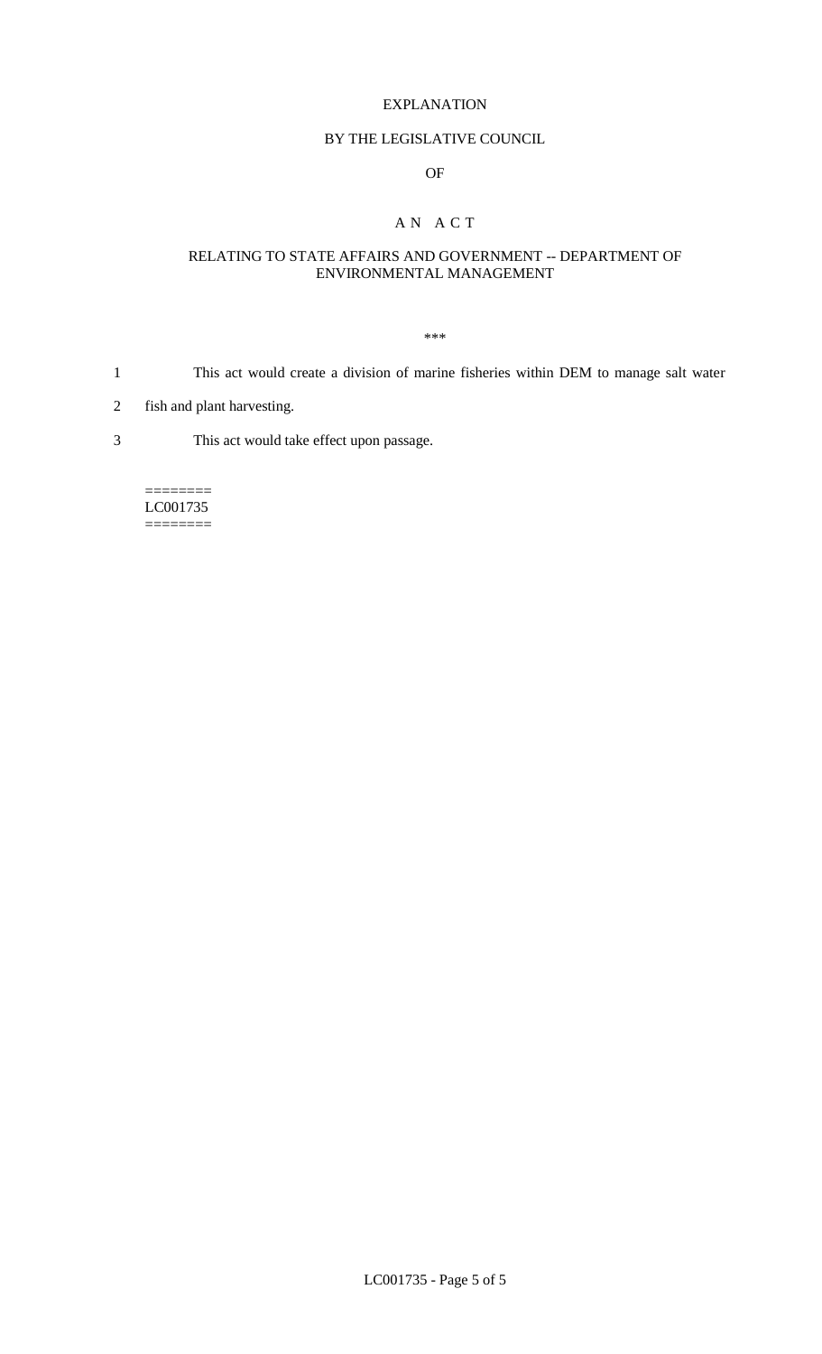EXPLANATION

BY THE LEGISLATIVE COUNCIL

OF

A N A C T

RELATING TO STATE AFFAIRS AND GOVERNMENT -- DEPARTMENT OF ENVIRONMENTAL MANAGEMENT

***

1 This act would create a division of marine fisheries within DEM to manage salt water

2 fish and plant harvesting.

3 This act would take effect upon passage.

========
LC001735
========